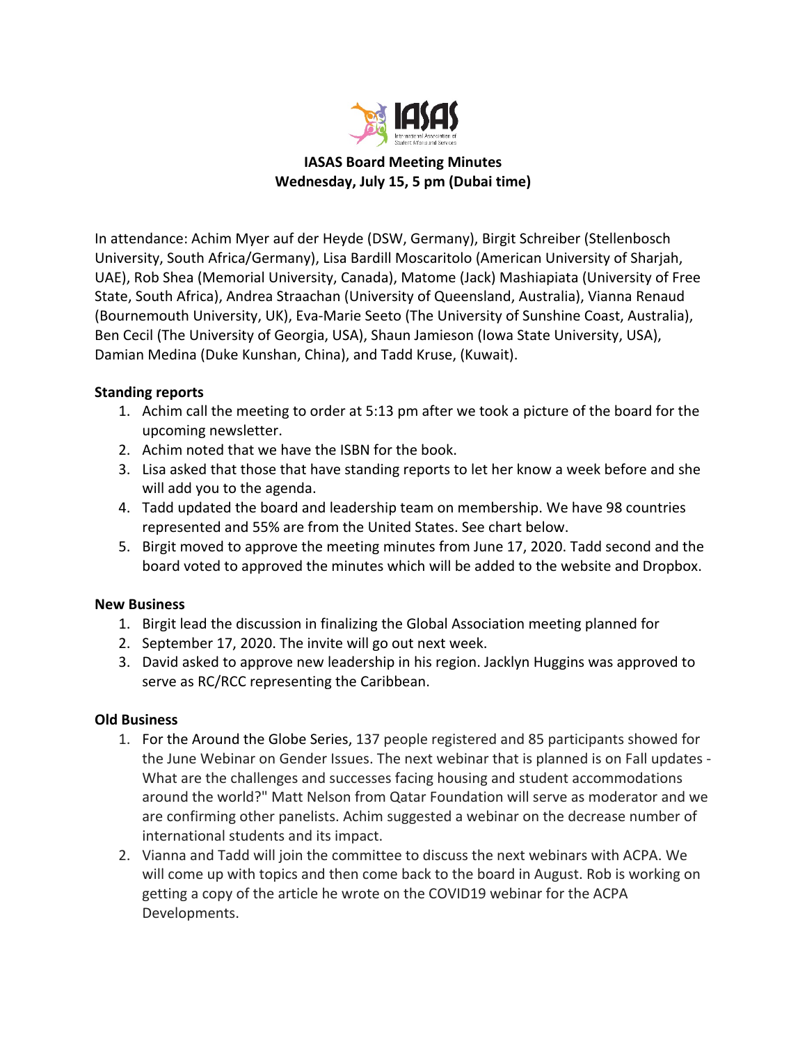# IASAS Board Meeting Minutes
## Wednesday, July 15, 5 pm (Dubai time)

In attendance: Achim Myer auf der Heyde (DSW, Germany), Birgit Schreiber (Stellenbosch University, South Africa/Germany), Lisa Bardill Moscaritolo (American University of Sharjah, UAE), Rob Shea (Memorial University, Canada), Matome (Jack) Mashiapiata (University of Free State, South Africa), Andrea Straachan (University of Queensland, Australia), Vianna Renaud (Bournemouth University, UK), Eva-Marie Seeto (The University of Sunshine Coast, Australia), Ben Cecil (The University of Georgia, USA), Shaun Jamieson (Iowa State University, USA), Damian Medina (Duke Kunshan, China), and Tadd Kruse, (Kuwait).

**Standing reports**

1. Achim call the meeting to order at 5:13 pm after we took a picture of the board for the upcoming newsletter.
2. Achim noted that we have the ISBN for the book.
3. Lisa asked that those that have standing reports to let her know a week before and she will add you to the agenda.
4. Tadd updated the board and leadership team on membership. We have 98 countries represented and 55% are from the United States. See chart below.
5. Birgit moved to approve the meeting minutes from June 17, 2020. Tadd second and the board voted to approved the minutes which will be added to the website and Dropbox.

**New Business**

1. Birgit lead the discussion in finalizing the Global Association meeting planned for
2. September 17, 2020. The invite will go out next week.
3. David asked to approve new leadership in his region. Jacklyn Huggins was approved to serve as RC/RCC representing the Caribbean.

**Old Business**

1. For the Around the Globe Series, 137 people registered and 85 participants showed for the June Webinar on Gender Issues. The next webinar that is planned is on Fall updates - What are the challenges and successes facing housing and student accommodations around the world?" Matt Nelson from Qatar Foundation will serve as moderator and we are confirming other panelists. Achim suggested a webinar on the decrease number of international students and its impact.
2. Vianna and Tadd will join the committee to discuss the next webinars with ACPA. We will come up with topics and then come back to the board in August. Rob is working on getting a copy of the article he wrote on the COVID19 webinar for the ACPA Developments.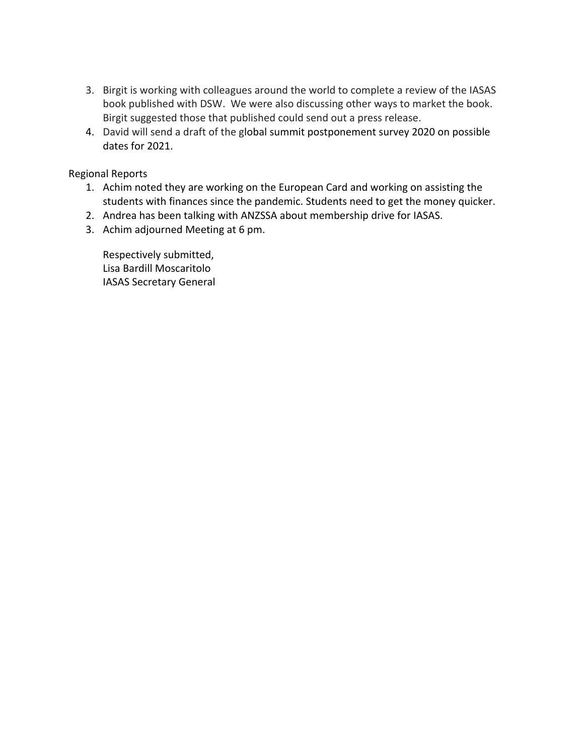3. Birgit is working with colleagues around the world to complete a review of the IASAS book published with DSW.  We were also discussing other ways to market the book. Birgit suggested those that published could send out a press release.
4. David will send a draft of the global summit postponement survey 2020 on possible dates for 2021.

Regional Reports

1. Achim noted they are working on the European Card and working on assisting the students with finances since the pandemic. Students need to get the money quicker.
2. Andrea has been talking with ANZSSA about membership drive for IASAS.
3. Achim adjourned Meeting at 6 pm.

Respectively submitted,
Lisa Bardill Moscaritolo
IASAS Secretary General